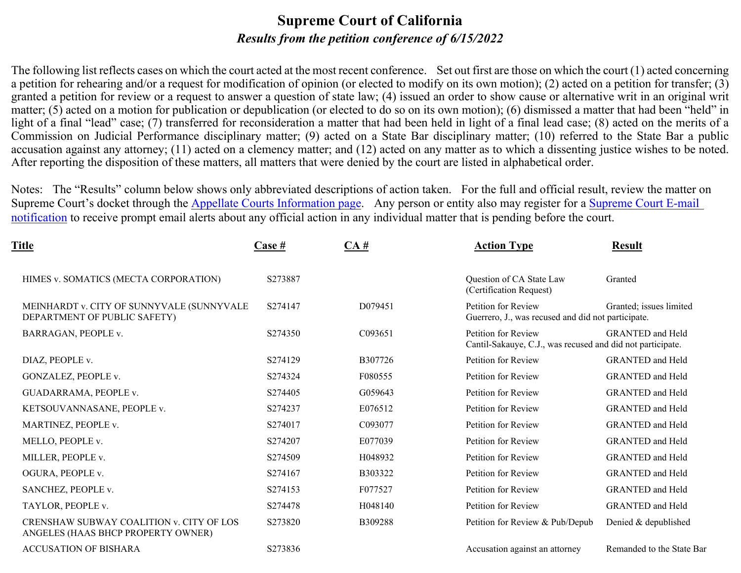# Supreme Court of California

## *Results from the petition conference of 6/15/2022*

The following list reflects cases on which the court acted at the most recent conference. Set out first are those on which the court (1) acted concerning a petition for rehearing and/or a request for modification of opinion (or elected to modify on its own motion); (2) acted on a petition for transfer; (3) granted a petition for review or a request to answer a question of state law; (4) issued an order to show cause or alternative writ in an original writ matter; (5) acted on a motion for publication or depublication (or elected to do so on its own motion); (6) dismissed a matter that had been "held" in light of a final "lead" case; (7) transferred for reconsideration a matter that had been held in light of a final lead case; (8) acted on the merits of a Commission on Judicial Performance disciplinary matter; (9) acted on a State Bar disciplinary matter; (10) referred to the State Bar a public accusation against any attorney; (11) acted on a clemency matter; and (12) acted on any matter as to which a dissenting justice wishes to be noted. After reporting the disposition of these matters, all matters that were denied by the court are listed in alphabetical order.

Notes: The "Results" column below shows only abbreviated descriptions of action taken. For the full and official result, review the matter on Supreme Court's docket through the [Appellate Courts Information page](). Any person or entity also may register for a [Supreme Court E-mail notification]() to receive prompt email alerts about any official action in any individual matter that is pending before the court.

| Title | Case # | CA # | Action Type | Result |
|---|---|---|---|---|
| HIMES v. SOMATICS (MECTA CORPORATION) | S273887 | | Question of CA State Law (Certification Request) | Granted |
| MEINHARDT v. CITY OF SUNNYVALE (SUNNYVALE DEPARTMENT OF PUBLIC SAFETY) | S274147 | D079451 | Petition for Review<br>Guerrero, J., was recused and did not participate. | Granted; issues limited |
| BARRAGAN, PEOPLE v. | S274350 | C093651 | Petition for Review<br>Cantil-Sakauye, C.J., was recused and did not participate. | GRANTED and Held |
| DIAZ, PEOPLE v. | S274129 | B307726 | Petition for Review | GRANTED and Held |
| GONZALEZ, PEOPLE v. | S274324 | F080555 | Petition for Review | GRANTED and Held |
| GUADARRAMA, PEOPLE v. | S274405 | G059643 | Petition for Review | GRANTED and Held |
| KETSOUVANNASANE, PEOPLE v. | S274237 | E076512 | Petition for Review | GRANTED and Held |
| MARTINEZ, PEOPLE v. | S274017 | C093077 | Petition for Review | GRANTED and Held |
| MELLO, PEOPLE v. | S274207 | E077039 | Petition for Review | GRANTED and Held |
| MILLER, PEOPLE v. | S274509 | H048932 | Petition for Review | GRANTED and Held |
| OGURA, PEOPLE v. | S274167 | B303322 | Petition for Review | GRANTED and Held |
| SANCHEZ, PEOPLE v. | S274153 | F077527 | Petition for Review | GRANTED and Held |
| TAYLOR, PEOPLE v. | S274478 | H048140 | Petition for Review | GRANTED and Held |
| CRENSHAW SUBWAY COALITION v. CITY OF LOS ANGELES (HAAS BHCP PROPERTY OWNER) | S273820 | B309288 | Petition for Review & Pub/Depub | Denied & depublished |
| ACCUSATION OF BISHARA | S273836 | | Accusation against an attorney | Remanded to the State Bar |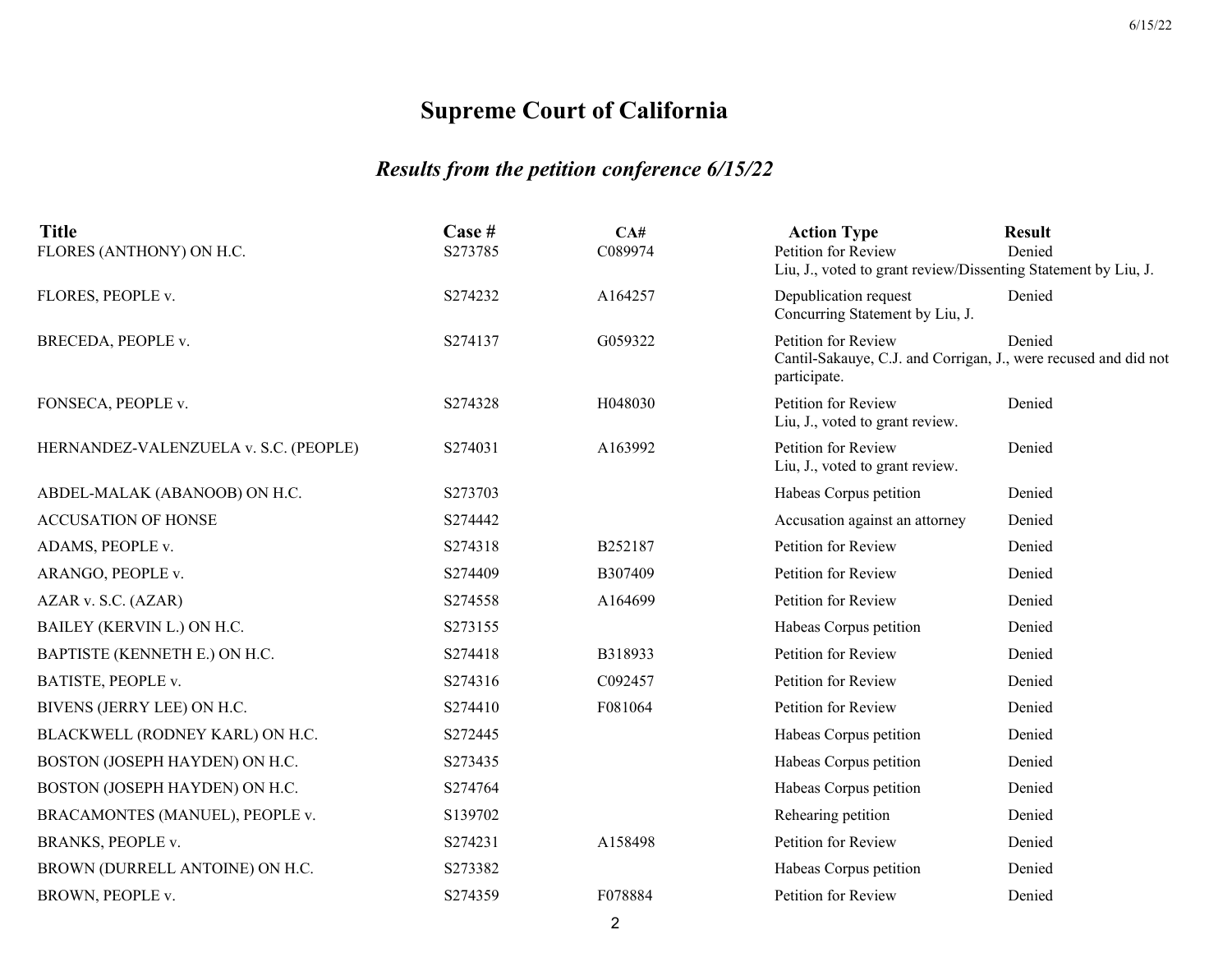# Supreme Court of California

## *Results from the petition conference 6/15/22*

| Title | Case # | CA# | Action Type | Result |
|---|---|---|---|---|
| FLORES (ANTHONY) ON H.C. | S273785 | C089974 | Petition for Review<br>Liu, J., voted to grant review/Dissenting Statement by Liu, J. | Denied |
| FLORES, PEOPLE v. | S274232 | A164257 | Depublication request<br>Concurring Statement by Liu, J. | Denied |
| BRECEDA, PEOPLE v. | S274137 | G059322 | Petition for Review<br>Cantil-Sakauye, C.J. and Corrigan, J., were recused and did not participate. | Denied |
| FONSECA, PEOPLE v. | S274328 | H048030 | Petition for Review<br>Liu, J., voted to grant review. | Denied |
| HERNANDEZ-VALENZUELA v. S.C. (PEOPLE) | S274031 | A163992 | Petition for Review<br>Liu, J., voted to grant review. | Denied |
| ABDEL-MALAK (ABANOOB) ON H.C. | S273703 | | Habeas Corpus petition | Denied |
| ACCUSATION OF HONSE | S274442 | | Accusation against an attorney | Denied |
| ADAMS, PEOPLE v. | S274318 | B252187 | Petition for Review | Denied |
| ARANGO, PEOPLE v. | S274409 | B307409 | Petition for Review | Denied |
| AZAR v. S.C. (AZAR) | S274558 | A164699 | Petition for Review | Denied |
| BAILEY (KERVIN L.) ON H.C. | S273155 | | Habeas Corpus petition | Denied |
| BAPTISTE (KENNETH E.) ON H.C. | S274418 | B318933 | Petition for Review | Denied |
| BATISTE, PEOPLE v. | S274316 | C092457 | Petition for Review | Denied |
| BIVENS (JERRY LEE) ON H.C. | S274410 | F081064 | Petition for Review | Denied |
| BLACKWELL (RODNEY KARL) ON H.C. | S272445 | | Habeas Corpus petition | Denied |
| BOSTON (JOSEPH HAYDEN) ON H.C. | S273435 | | Habeas Corpus petition | Denied |
| BOSTON (JOSEPH HAYDEN) ON H.C. | S274764 | | Habeas Corpus petition | Denied |
| BRACAMONTES (MANUEL), PEOPLE v. | S139702 | | Rehearing petition | Denied |
| BRANKS, PEOPLE v. | S274231 | A158498 | Petition for Review | Denied |
| BROWN (DURRELL ANTOINE) ON H.C. | S273382 | | Habeas Corpus petition | Denied |
| BROWN, PEOPLE v. | S274359 | F078884 | Petition for Review | Denied |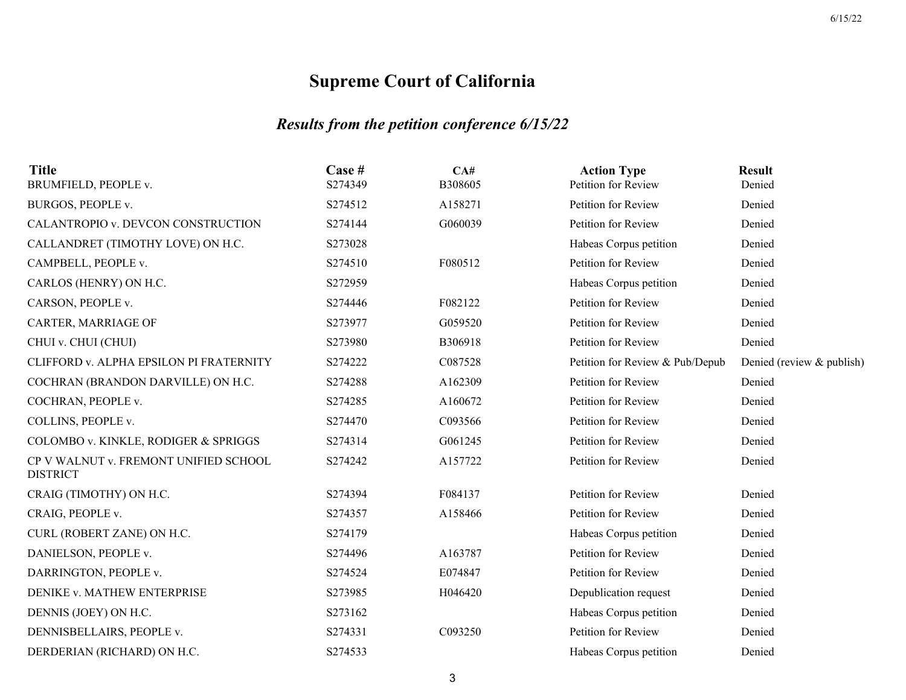# Supreme Court of California

## *Results from the petition conference 6/15/22*

| Title | Case # | CA# | Action Type | Result |
|---|---|---|---|---|
| BRUMFIELD, PEOPLE v. | S274349 | B308605 | Petition for Review | Denied |
| BURGOS, PEOPLE v. | S274512 | A158271 | Petition for Review | Denied |
| CALANTROPIO v. DEVCON CONSTRUCTION | S274144 | G060039 | Petition for Review | Denied |
| CALLANDRET (TIMOTHY LOVE) ON H.C. | S273028 | | Habeas Corpus petition | Denied |
| CAMPBELL, PEOPLE v. | S274510 | F080512 | Petition for Review | Denied |
| CARLOS (HENRY) ON H.C. | S272959 | | Habeas Corpus petition | Denied |
| CARSON, PEOPLE v. | S274446 | F082122 | Petition for Review | Denied |
| CARTER, MARRIAGE OF | S273977 | G059520 | Petition for Review | Denied |
| CHUI v. CHUI (CHUI) | S273980 | B306918 | Petition for Review | Denied |
| CLIFFORD v. ALPHA EPSILON PI FRATERNITY | S274222 | C087528 | Petition for Review & Pub/Depub | Denied (review & publish) |
| COCHRAN (BRANDON DARVILLE) ON H.C. | S274288 | A162309 | Petition for Review | Denied |
| COCHRAN, PEOPLE v. | S274285 | A160672 | Petition for Review | Denied |
| COLLINS, PEOPLE v. | S274470 | C093566 | Petition for Review | Denied |
| COLOMBO v. KINKLE, RODIGER & SPRIGGS | S274314 | G061245 | Petition for Review | Denied |
| CP V WALNUT v. FREMONT UNIFIED SCHOOL DISTRICT | S274242 | A157722 | Petition for Review | Denied |
| CRAIG (TIMOTHY) ON H.C. | S274394 | F084137 | Petition for Review | Denied |
| CRAIG, PEOPLE v. | S274357 | A158466 | Petition for Review | Denied |
| CURL (ROBERT ZANE) ON H.C. | S274179 | | Habeas Corpus petition | Denied |
| DANIELSON, PEOPLE v. | S274496 | A163787 | Petition for Review | Denied |
| DARRINGTON, PEOPLE v. | S274524 | E074847 | Petition for Review | Denied |
| DENIKE v. MATHEW ENTERPRISE | S273985 | H046420 | Depublication request | Denied |
| DENNIS (JOEY) ON H.C. | S273162 | | Habeas Corpus petition | Denied |
| DENNISBELLAIRS, PEOPLE v. | S274331 | C093250 | Petition for Review | Denied |
| DERDERIAN (RICHARD) ON H.C. | S274533 | | Habeas Corpus petition | Denied |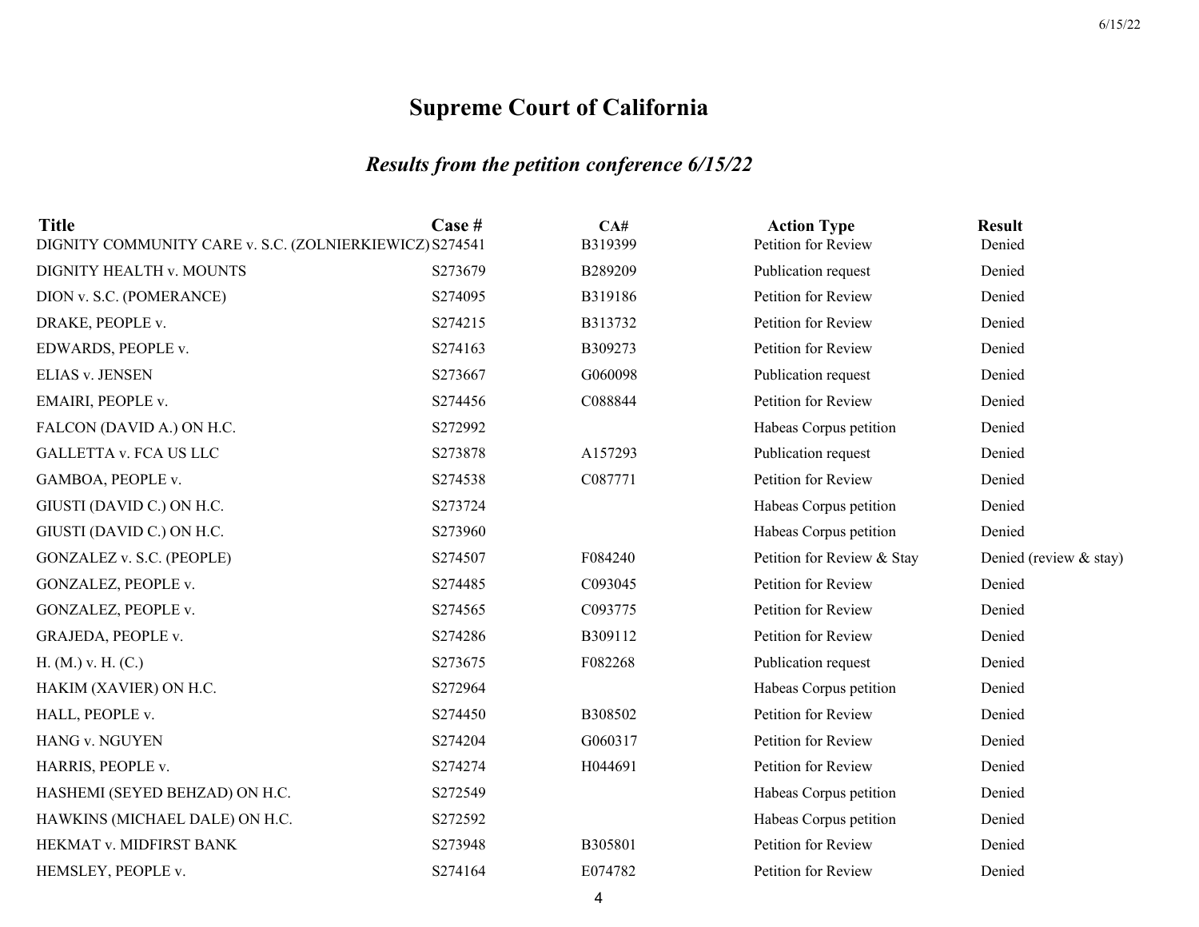# Supreme Court of California

## *Results from the petition conference 6/15/22*

| Title | Case # | CA# | Action Type | Result |
|---|---|---|---|---|
| DIGNITY COMMUNITY CARE v. S.C. (ZOLNIERKIEWICZ) | S274541 | B319399 | Petition for Review | Denied |
| DIGNITY HEALTH v. MOUNTS | S273679 | B289209 | Publication request | Denied |
| DION v. S.C. (POMERANCE) | S274095 | B319186 | Petition for Review | Denied |
| DRAKE, PEOPLE v. | S274215 | B313732 | Petition for Review | Denied |
| EDWARDS, PEOPLE v. | S274163 | B309273 | Petition for Review | Denied |
| ELIAS v. JENSEN | S273667 | G060098 | Publication request | Denied |
| EMAIRI, PEOPLE v. | S274456 | C088844 | Petition for Review | Denied |
| FALCON (DAVID A.) ON H.C. | S272992 | | Habeas Corpus petition | Denied |
| GALLETTA v. FCA US LLC | S273878 | A157293 | Publication request | Denied |
| GAMBOA, PEOPLE v. | S274538 | C087771 | Petition for Review | Denied |
| GIUSTI (DAVID C.) ON H.C. | S273724 | | Habeas Corpus petition | Denied |
| GIUSTI (DAVID C.) ON H.C. | S273960 | | Habeas Corpus petition | Denied |
| GONZALEZ v. S.C. (PEOPLE) | S274507 | F084240 | Petition for Review & Stay | Denied (review & stay) |
| GONZALEZ, PEOPLE v. | S274485 | C093045 | Petition for Review | Denied |
| GONZALEZ, PEOPLE v. | S274565 | C093775 | Petition for Review | Denied |
| GRAJEDA, PEOPLE v. | S274286 | B309112 | Petition for Review | Denied |
| H. (M.) v. H. (C.) | S273675 | F082268 | Publication request | Denied |
| HAKIM (XAVIER) ON H.C. | S272964 | | Habeas Corpus petition | Denied |
| HALL, PEOPLE v. | S274450 | B308502 | Petition for Review | Denied |
| HANG v. NGUYEN | S274204 | G060317 | Petition for Review | Denied |
| HARRIS, PEOPLE v. | S274274 | H044691 | Petition for Review | Denied |
| HASHEMI (SEYED BEHZAD) ON H.C. | S272549 | | Habeas Corpus petition | Denied |
| HAWKINS (MICHAEL DALE) ON H.C. | S272592 | | Habeas Corpus petition | Denied |
| HEKMAT v. MIDFIRST BANK | S273948 | B305801 | Petition for Review | Denied |
| HEMSLEY, PEOPLE v. | S274164 | E074782 | Petition for Review | Denied |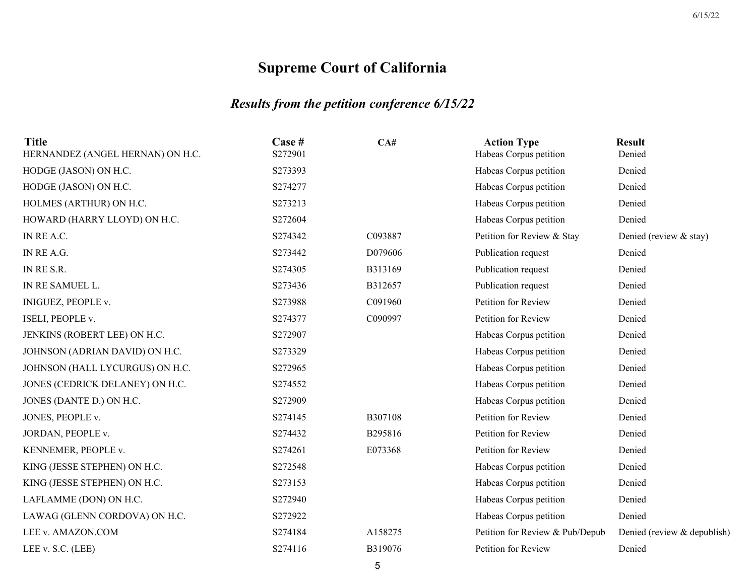# Supreme Court of California

## *Results from the petition conference 6/15/22*

| Title | Case # | CA# | Action Type | Result |
|---|---|---|---|---|
| HERNANDEZ (ANGEL HERNAN) ON H.C. | S272901 | | Habeas Corpus petition | Denied |
| HODGE (JASON) ON H.C. | S273393 | | Habeas Corpus petition | Denied |
| HODGE (JASON) ON H.C. | S274277 | | Habeas Corpus petition | Denied |
| HOLMES (ARTHUR) ON H.C. | S273213 | | Habeas Corpus petition | Denied |
| HOWARD (HARRY LLOYD) ON H.C. | S272604 | | Habeas Corpus petition | Denied |
| IN RE A.C. | S274342 | C093887 | Petition for Review & Stay | Denied (review & stay) |
| IN RE A.G. | S273442 | D079606 | Publication request | Denied |
| IN RE S.R. | S274305 | B313169 | Publication request | Denied |
| IN RE SAMUEL L. | S273436 | B312657 | Publication request | Denied |
| INIGUEZ, PEOPLE v. | S273988 | C091960 | Petition for Review | Denied |
| ISELI, PEOPLE v. | S274377 | C090997 | Petition for Review | Denied |
| JENKINS (ROBERT LEE) ON H.C. | S272907 | | Habeas Corpus petition | Denied |
| JOHNSON (ADRIAN DAVID) ON H.C. | S273329 | | Habeas Corpus petition | Denied |
| JOHNSON (HALL LYCURGUS) ON H.C. | S272965 | | Habeas Corpus petition | Denied |
| JONES (CEDRICK DELANEY) ON H.C. | S274552 | | Habeas Corpus petition | Denied |
| JONES (DANTE D.) ON H.C. | S272909 | | Habeas Corpus petition | Denied |
| JONES, PEOPLE v. | S274145 | B307108 | Petition for Review | Denied |
| JORDAN, PEOPLE v. | S274432 | B295816 | Petition for Review | Denied |
| KENNEMER, PEOPLE v. | S274261 | E073368 | Petition for Review | Denied |
| KING (JESSE STEPHEN) ON H.C. | S272548 | | Habeas Corpus petition | Denied |
| KING (JESSE STEPHEN) ON H.C. | S273153 | | Habeas Corpus petition | Denied |
| LAFLAMME (DON) ON H.C. | S272940 | | Habeas Corpus petition | Denied |
| LAWAG (GLENN CORDOVA) ON H.C. | S272922 | | Habeas Corpus petition | Denied |
| LEE v. AMAZON.COM | S274184 | A158275 | Petition for Review & Pub/Depub | Denied (review & depublish) |
| LEE v. S.C. (LEE) | S274116 | B319076 | Petition for Review | Denied |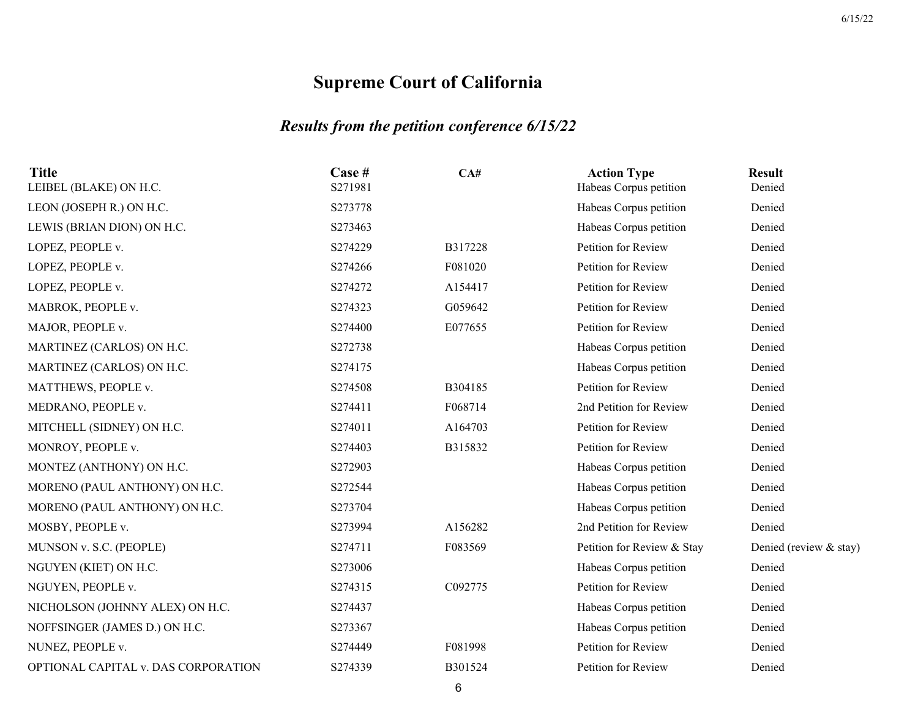# Supreme Court of California

## *Results from the petition conference 6/15/22*

| Title | Case # | CA# | Action Type | Result |
| --- | --- | --- | --- | --- |
| LEIBEL (BLAKE) ON H.C. | S271981 | | Habeas Corpus petition | Denied |
| LEON (JOSEPH R.) ON H.C. | S273778 | | Habeas Corpus petition | Denied |
| LEWIS (BRIAN DION) ON H.C. | S273463 | | Habeas Corpus petition | Denied |
| LOPEZ, PEOPLE v. | S274229 | B317228 | Petition for Review | Denied |
| LOPEZ, PEOPLE v. | S274266 | F081020 | Petition for Review | Denied |
| LOPEZ, PEOPLE v. | S274272 | A154417 | Petition for Review | Denied |
| MABROK, PEOPLE v. | S274323 | G059642 | Petition for Review | Denied |
| MAJOR, PEOPLE v. | S274400 | E077655 | Petition for Review | Denied |
| MARTINEZ (CARLOS) ON H.C. | S272738 | | Habeas Corpus petition | Denied |
| MARTINEZ (CARLOS) ON H.C. | S274175 | | Habeas Corpus petition | Denied |
| MATTHEWS, PEOPLE v. | S274508 | B304185 | Petition for Review | Denied |
| MEDRANO, PEOPLE v. | S274411 | F068714 | 2nd Petition for Review | Denied |
| MITCHELL (SIDNEY) ON H.C. | S274011 | A164703 | Petition for Review | Denied |
| MONROY, PEOPLE v. | S274403 | B315832 | Petition for Review | Denied |
| MONTEZ (ANTHONY) ON H.C. | S272903 | | Habeas Corpus petition | Denied |
| MORENO (PAUL ANTHONY) ON H.C. | S272544 | | Habeas Corpus petition | Denied |
| MORENO (PAUL ANTHONY) ON H.C. | S273704 | | Habeas Corpus petition | Denied |
| MOSBY, PEOPLE v. | S273994 | A156282 | 2nd Petition for Review | Denied |
| MUNSON v. S.C. (PEOPLE) | S274711 | F083569 | Petition for Review & Stay | Denied (review & stay) |
| NGUYEN (KIET) ON H.C. | S273006 | | Habeas Corpus petition | Denied |
| NGUYEN, PEOPLE v. | S274315 | C092775 | Petition for Review | Denied |
| NICHOLSON (JOHNNY ALEX) ON H.C. | S274437 | | Habeas Corpus petition | Denied |
| NOFFSINGER (JAMES D.) ON H.C. | S273367 | | Habeas Corpus petition | Denied |
| NUNEZ, PEOPLE v. | S274449 | F081998 | Petition for Review | Denied |
| OPTIONAL CAPITAL v. DAS CORPORATION | S274339 | B301524 | Petition for Review | Denied |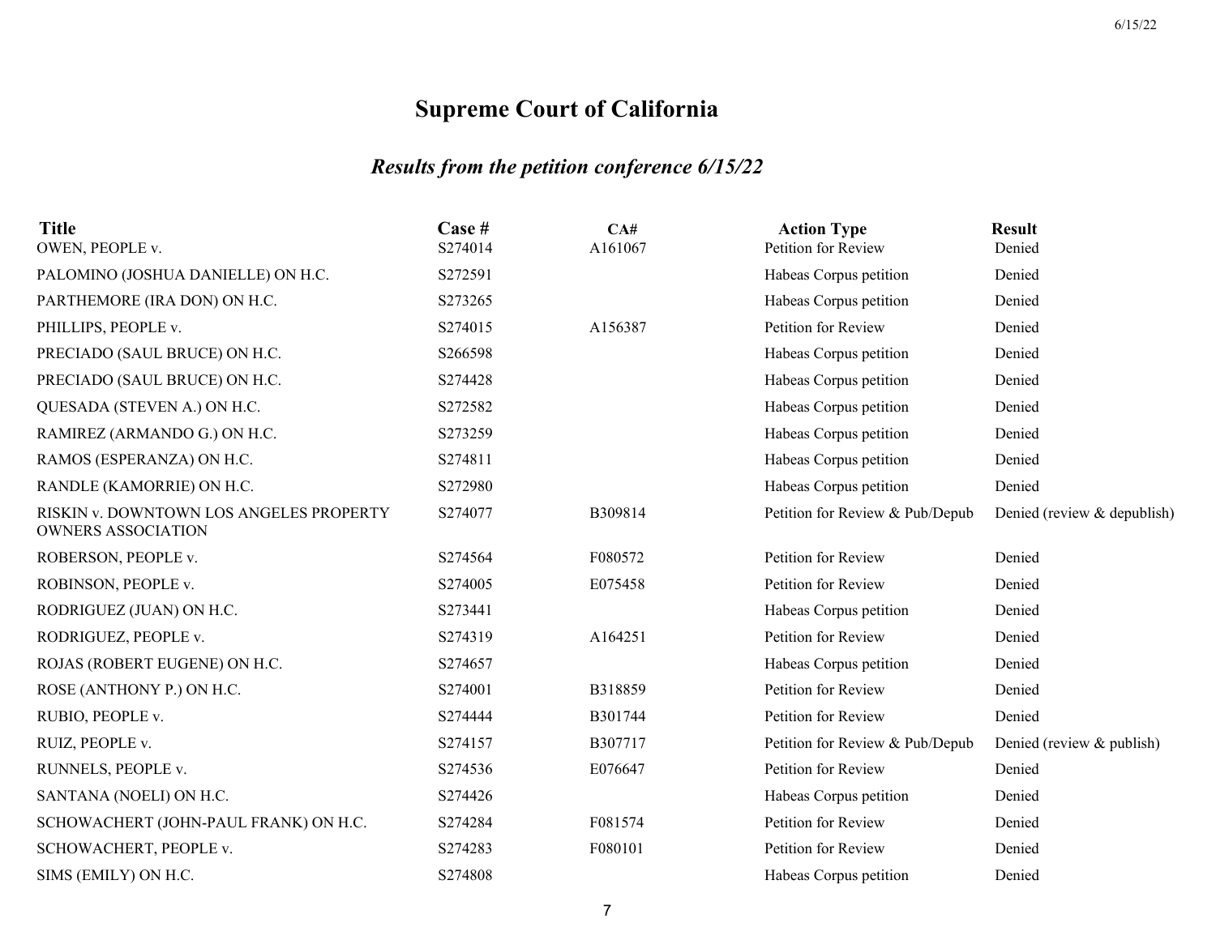# Supreme Court of California

## *Results from the petition conference 6/15/22*

| Title | Case # | CA# | Action Type | Result |
|---|---|---|---|---|
| OWEN, PEOPLE v. | S274014 | A161067 | Petition for Review | Denied |
| PALOMINO (JOSHUA DANIELLE) ON H.C. | S272591 | | Habeas Corpus petition | Denied |
| PARTHEMORE (IRA DON) ON H.C. | S273265 | | Habeas Corpus petition | Denied |
| PHILLIPS, PEOPLE v. | S274015 | A156387 | Petition for Review | Denied |
| PRECIADO (SAUL BRUCE) ON H.C. | S266598 | | Habeas Corpus petition | Denied |
| PRECIADO (SAUL BRUCE) ON H.C. | S274428 | | Habeas Corpus petition | Denied |
| QUESADA (STEVEN A.) ON H.C. | S272582 | | Habeas Corpus petition | Denied |
| RAMIREZ (ARMANDO G.) ON H.C. | S273259 | | Habeas Corpus petition | Denied |
| RAMOS (ESPERANZA) ON H.C. | S274811 | | Habeas Corpus petition | Denied |
| RANDLE (KAMORRIE) ON H.C. | S272980 | | Habeas Corpus petition | Denied |
| RISKIN v. DOWNTOWN LOS ANGELES PROPERTY OWNERS ASSOCIATION | S274077 | B309814 | Petition for Review & Pub/Depub | Denied (review & depublish) |
| ROBERSON, PEOPLE v. | S274564 | F080572 | Petition for Review | Denied |
| ROBINSON, PEOPLE v. | S274005 | E075458 | Petition for Review | Denied |
| RODRIGUEZ (JUAN) ON H.C. | S273441 | | Habeas Corpus petition | Denied |
| RODRIGUEZ, PEOPLE v. | S274319 | A164251 | Petition for Review | Denied |
| ROJAS (ROBERT EUGENE) ON H.C. | S274657 | | Habeas Corpus petition | Denied |
| ROSE (ANTHONY P.) ON H.C. | S274001 | B318859 | Petition for Review | Denied |
| RUBIO, PEOPLE v. | S274444 | B301744 | Petition for Review | Denied |
| RUIZ, PEOPLE v. | S274157 | B307717 | Petition for Review & Pub/Depub | Denied (review & publish) |
| RUNNELS, PEOPLE v. | S274536 | E076647 | Petition for Review | Denied |
| SANTANA (NOELI) ON H.C. | S274426 | | Habeas Corpus petition | Denied |
| SCHOWACHERT (JOHN-PAUL FRANK) ON H.C. | S274284 | F081574 | Petition for Review | Denied |
| SCHOWACHERT, PEOPLE v. | S274283 | F080101 | Petition for Review | Denied |
| SIMS (EMILY) ON H.C. | S274808 | | Habeas Corpus petition | Denied |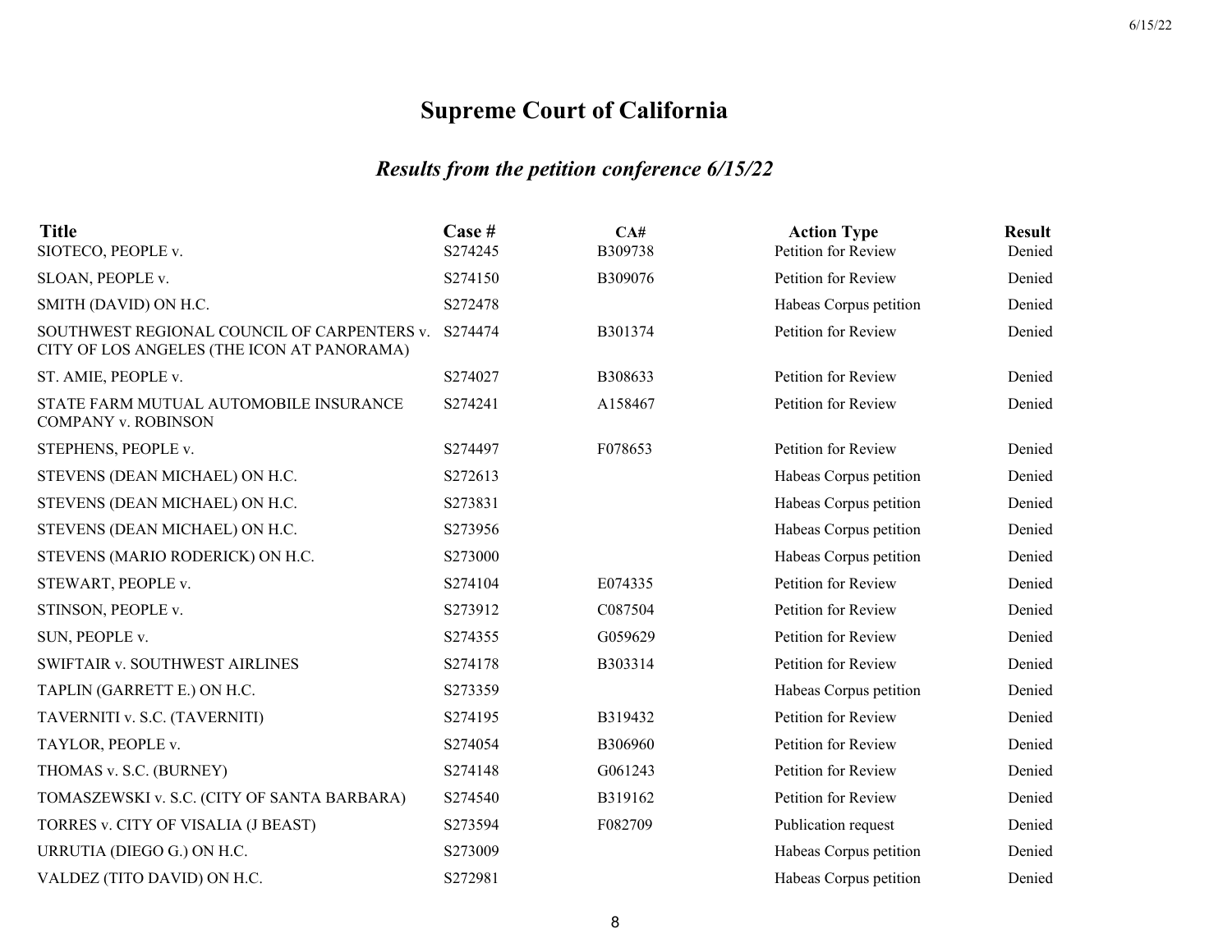# Supreme Court of California

## *Results from the petition conference 6/15/22*

| Title | Case # | CA# | Action Type | Result |
|---|---|---|---|---|
| SIOTECO, PEOPLE v. | S274245 | B309738 | Petition for Review | Denied |
| SLOAN, PEOPLE v. | S274150 | B309076 | Petition for Review | Denied |
| SMITH (DAVID) ON H.C. | S272478 | | Habeas Corpus petition | Denied |
| SOUTHWEST REGIONAL COUNCIL OF CARPENTERS v. CITY OF LOS ANGELES (THE ICON AT PANORAMA) | S274474 | B301374 | Petition for Review | Denied |
| ST. AMIE, PEOPLE v. | S274027 | B308633 | Petition for Review | Denied |
| STATE FARM MUTUAL AUTOMOBILE INSURANCE COMPANY v. ROBINSON | S274241 | A158467 | Petition for Review | Denied |
| STEPHENS, PEOPLE v. | S274497 | F078653 | Petition for Review | Denied |
| STEVENS (DEAN MICHAEL) ON H.C. | S272613 | | Habeas Corpus petition | Denied |
| STEVENS (DEAN MICHAEL) ON H.C. | S273831 | | Habeas Corpus petition | Denied |
| STEVENS (DEAN MICHAEL) ON H.C. | S273956 | | Habeas Corpus petition | Denied |
| STEVENS (MARIO RODERICK) ON H.C. | S273000 | | Habeas Corpus petition | Denied |
| STEWART, PEOPLE v. | S274104 | E074335 | Petition for Review | Denied |
| STINSON, PEOPLE v. | S273912 | C087504 | Petition for Review | Denied |
| SUN, PEOPLE v. | S274355 | G059629 | Petition for Review | Denied |
| SWIFTAIR v. SOUTHWEST AIRLINES | S274178 | B303314 | Petition for Review | Denied |
| TAPLIN (GARRETT E.) ON H.C. | S273359 | | Habeas Corpus petition | Denied |
| TAVERNITI v. S.C. (TAVERNITI) | S274195 | B319432 | Petition for Review | Denied |
| TAYLOR, PEOPLE v. | S274054 | B306960 | Petition for Review | Denied |
| THOMAS v. S.C. (BURNEY) | S274148 | G061243 | Petition for Review | Denied |
| TOMASZEWSKI v. S.C. (CITY OF SANTA BARBARA) | S274540 | B319162 | Petition for Review | Denied |
| TORRES v. CITY OF VISALIA (J BEAST) | S273594 | F082709 | Publication request | Denied |
| URRUTIA (DIEGO G.) ON H.C. | S273009 | | Habeas Corpus petition | Denied |
| VALDEZ (TITO DAVID) ON H.C. | S272981 | | Habeas Corpus petition | Denied |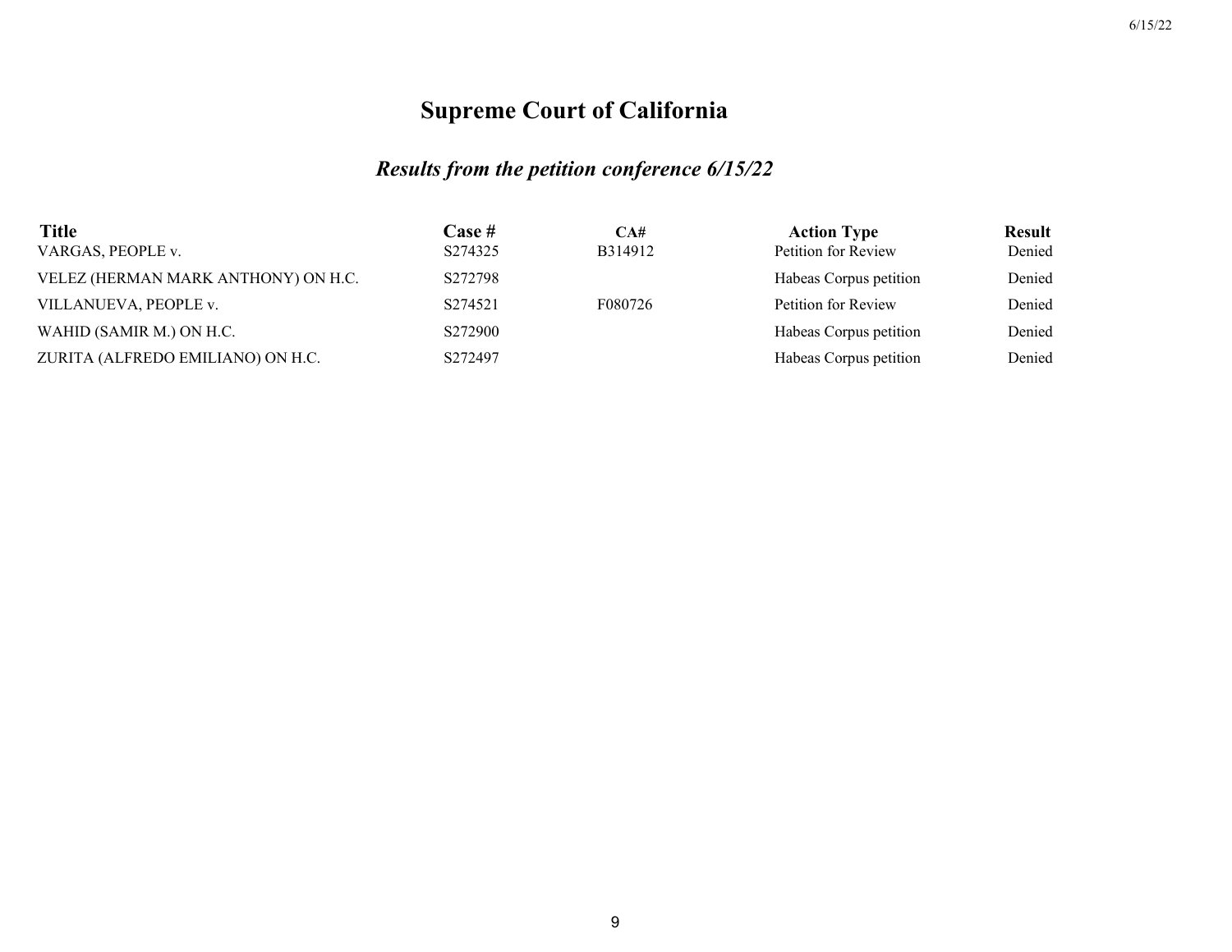# Supreme Court of California

## *Results from the petition conference 6/15/22*

| Title | Case # | CA# | Action Type | Result |
|---|---|---|---|---|
| VARGAS, PEOPLE v. | S274325 | B314912 | Petition for Review | Denied |
| VELEZ (HERMAN MARK ANTHONY) ON H.C. | S272798 | | Habeas Corpus petition | Denied |
| VILLANUEVA, PEOPLE v. | S274521 | F080726 | Petition for Review | Denied |
| WAHID (SAMIR M.) ON H.C. | S272900 | | Habeas Corpus petition | Denied |
| ZURITA (ALFREDO EMILIANO) ON H.C. | S272497 | | Habeas Corpus petition | Denied |